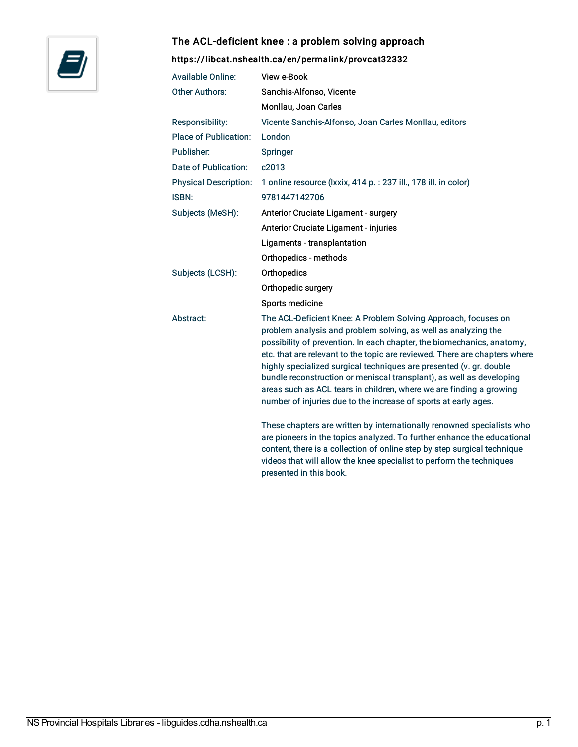# The ACL-deficient knee : a problem solving approach

**https://libcat.nshealth.ca/en/permalink/provcat32332**

| | |
|---|---|
| Available Online: | View e-Book |
| Other Authors: | Sanchis-Alfonso, Vicente |
| | Monllau, Joan Carles |
| Responsibility: | Vicente Sanchis-Alfonso, Joan Carles Monllau, editors |
| Place of Publication: | London |
| Publisher: | Springer |
| Date of Publication: | c2013 |
| Physical Description: | 1 online resource (lxxix, 414 p. : 237 ill., 178 ill. in color) |
| ISBN: | 9781447142706 |
| Subjects (MeSH): | Anterior Cruciate Ligament - surgery |
| | Anterior Cruciate Ligament - injuries |
| | Ligaments - transplantation |
| | Orthopedics - methods |
| Subjects (LCSH): | Orthopedics |
| | Orthopedic surgery |
| | Sports medicine |
| Abstract: | The ACL-Deficient Knee: A Problem Solving Approach, focuses on problem analysis and problem solving, as well as analyzing the possibility of prevention. In each chapter, the biomechanics, anatomy, etc. that are relevant to the topic are reviewed. There are chapters where highly specialized surgical techniques are presented (v. gr. double bundle reconstruction or meniscal transplant), as well as developing areas such as ACL tears in children, where we are finding a growing number of injuries due to the increase of sports at early ages. These chapters are written by internationally renowned specialists who are pioneers in the topics analyzed. To further enhance the educational content, there is a collection of online step by step surgical technique videos that will allow the knee specialist to perform the techniques presented in this book. |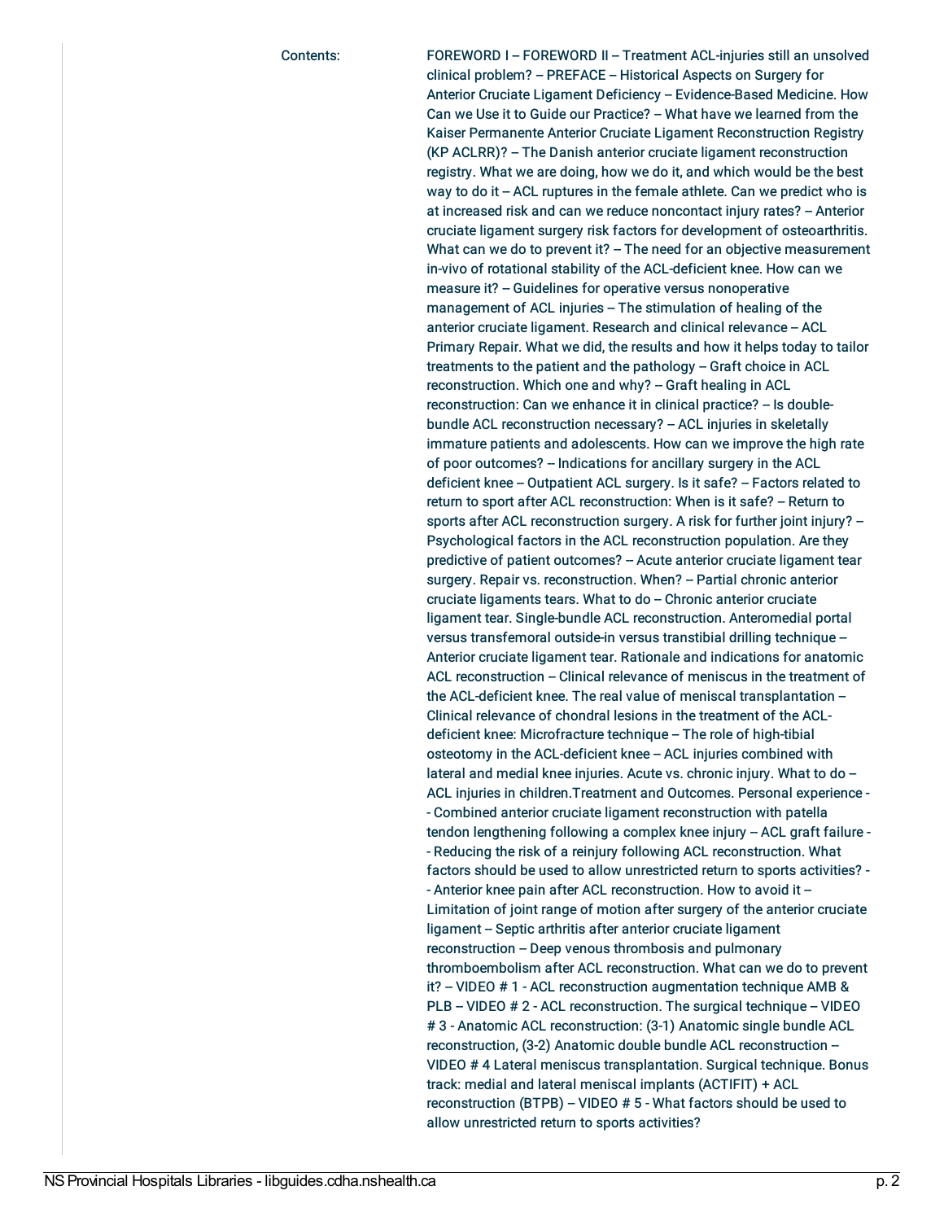Contents: FOREWORD I -- FOREWORD II -- Treatment ACL-injuries still an unsolved clinical problem? -- PREFACE -- Historical Aspects on Surgery for Anterior Cruciate Ligament Deficiency -- Evidence-Based Medicine. How Can we Use it to Guide our Practice? -- What have we learned from the Kaiser Permanente Anterior Cruciate Ligament Reconstruction Registry (KP ACLRR)? -- The Danish anterior cruciate ligament reconstruction registry. What we are doing, how we do it, and which would be the best way to do it -- ACL ruptures in the female athlete. Can we predict who is at increased risk and can we reduce noncontact injury rates? -- Anterior cruciate ligament surgery risk factors for development of osteoarthritis. What can we do to prevent it? -- The need for an objective measurement in-vivo of rotational stability of the ACL-deficient knee. How can we measure it? -- Guidelines for operative versus nonoperative management of ACL injuries -- The stimulation of healing of the anterior cruciate ligament. Research and clinical relevance -- ACL Primary Repair. What we did, the results and how it helps today to tailor treatments to the patient and the pathology -- Graft choice in ACL reconstruction. Which one and why? -- Graft healing in ACL reconstruction: Can we enhance it in clinical practice? -- Is double-bundle ACL reconstruction necessary? -- ACL injuries in skeletally immature patients and adolescents. How can we improve the high rate of poor outcomes? -- Indications for ancillary surgery in the ACL deficient knee -- Outpatient ACL surgery. Is it safe? -- Factors related to return to sport after ACL reconstruction: When is it safe? -- Return to sports after ACL reconstruction surgery. A risk for further joint injury? -- Psychological factors in the ACL reconstruction population. Are they predictive of patient outcomes? -- Acute anterior cruciate ligament tear surgery. Repair vs. reconstruction. When? -- Partial chronic anterior cruciate ligaments tears. What to do -- Chronic anterior cruciate ligament tear. Single-bundle ACL reconstruction. Anteromedial portal versus transfemoral outside-in versus transtibial drilling technique -- Anterior cruciate ligament tear. Rationale and indications for anatomic ACL reconstruction -- Clinical relevance of meniscus in the treatment of the ACL-deficient knee. The real value of meniscal transplantation -- Clinical relevance of chondral lesions in the treatment of the ACL-deficient knee: Microfracture technique -- The role of high-tibial osteotomy in the ACL-deficient knee -- ACL injuries combined with lateral and medial knee injuries. Acute vs. chronic injury. What to do -- ACL injuries in children.Treatment and Outcomes. Personal experience -- Combined anterior cruciate ligament reconstruction with patella tendon lengthening following a complex knee injury -- ACL graft failure -- Reducing the risk of a reinjury following ACL reconstruction. What factors should be used to allow unrestricted return to sports activities? -- Anterior knee pain after ACL reconstruction. How to avoid it -- Limitation of joint range of motion after surgery of the anterior cruciate ligament -- Septic arthritis after anterior cruciate ligament reconstruction -- Deep venous thrombosis and pulmonary thromboembolism after ACL reconstruction. What can we do to prevent it? -- VIDEO # 1 - ACL reconstruction augmentation technique AMB & PLB -- VIDEO # 2 - ACL reconstruction. The surgical technique -- VIDEO # 3 - Anatomic ACL reconstruction: (3-1) Anatomic single bundle ACL reconstruction, (3-2) Anatomic double bundle ACL reconstruction -- VIDEO # 4 Lateral meniscus transplantation. Surgical technique. Bonus track: medial and lateral meniscal implants (ACTIFIT) + ACL reconstruction (BTPB) -- VIDEO # 5 - What factors should be used to allow unrestricted return to sports activities?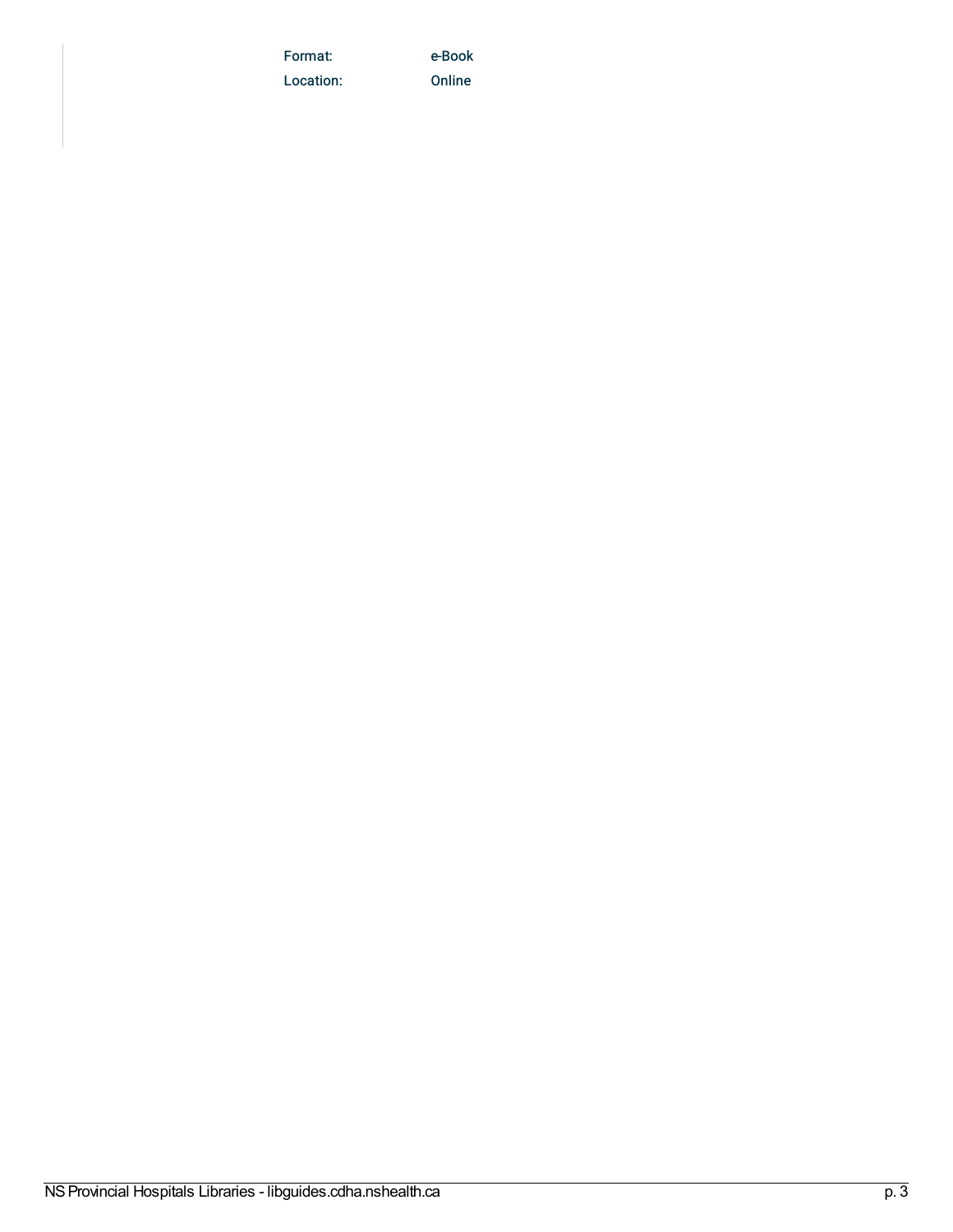Format: e-Book

Location: Online